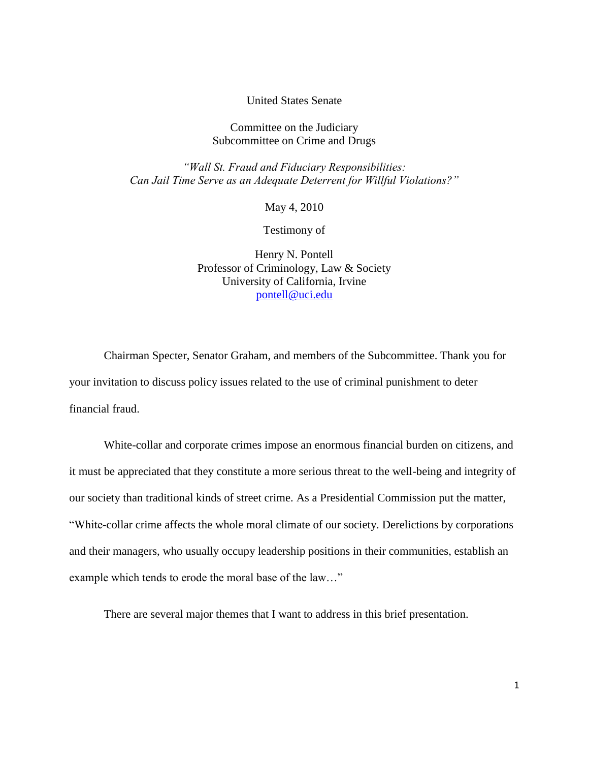United States Senate

Committee on the Judiciary
Subcommittee on Crime and Drugs

*"Wall St. Fraud and Fiduciary Responsibilities: Can Jail Time Serve as an Adequate Deterrent for Willful Violations?"*

May 4, 2010

Testimony of

Henry N. Pontell
Professor of Criminology, Law & Society
University of California, Irvine
pontell@uci.edu

Chairman Specter, Senator Graham, and members of the Subcommittee. Thank you for your invitation to discuss policy issues related to the use of criminal punishment to deter financial fraud.

White-collar and corporate crimes impose an enormous financial burden on citizens, and it must be appreciated that they constitute a more serious threat to the well-being and integrity of our society than traditional kinds of street crime. As a Presidential Commission put the matter, "White-collar crime affects the whole moral climate of our society. Derelictions by corporations and their managers, who usually occupy leadership positions in their communities, establish an example which tends to erode the moral base of the law…"

There are several major themes that I want to address in this brief presentation.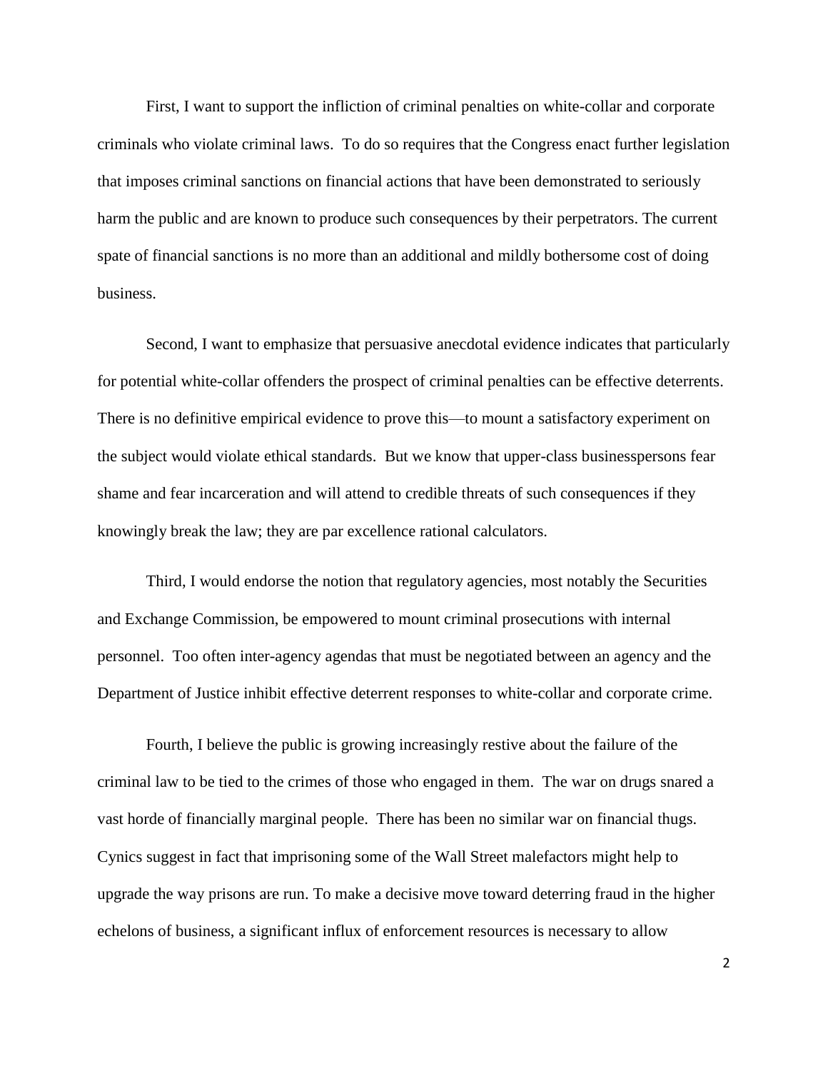First, I want to support the infliction of criminal penalties on white-collar and corporate criminals who violate criminal laws. To do so requires that the Congress enact further legislation that imposes criminal sanctions on financial actions that have been demonstrated to seriously harm the public and are known to produce such consequences by their perpetrators. The current spate of financial sanctions is no more than an additional and mildly bothersome cost of doing business.

Second, I want to emphasize that persuasive anecdotal evidence indicates that particularly for potential white-collar offenders the prospect of criminal penalties can be effective deterrents. There is no definitive empirical evidence to prove this—to mount a satisfactory experiment on the subject would violate ethical standards. But we know that upper-class businesspersons fear shame and fear incarceration and will attend to credible threats of such consequences if they knowingly break the law; they are par excellence rational calculators.

Third, I would endorse the notion that regulatory agencies, most notably the Securities and Exchange Commission, be empowered to mount criminal prosecutions with internal personnel. Too often inter-agency agendas that must be negotiated between an agency and the Department of Justice inhibit effective deterrent responses to white-collar and corporate crime.

Fourth, I believe the public is growing increasingly restive about the failure of the criminal law to be tied to the crimes of those who engaged in them. The war on drugs snared a vast horde of financially marginal people. There has been no similar war on financial thugs. Cynics suggest in fact that imprisoning some of the Wall Street malefactors might help to upgrade the way prisons are run. To make a decisive move toward deterring fraud in the higher echelons of business, a significant influx of enforcement resources is necessary to allow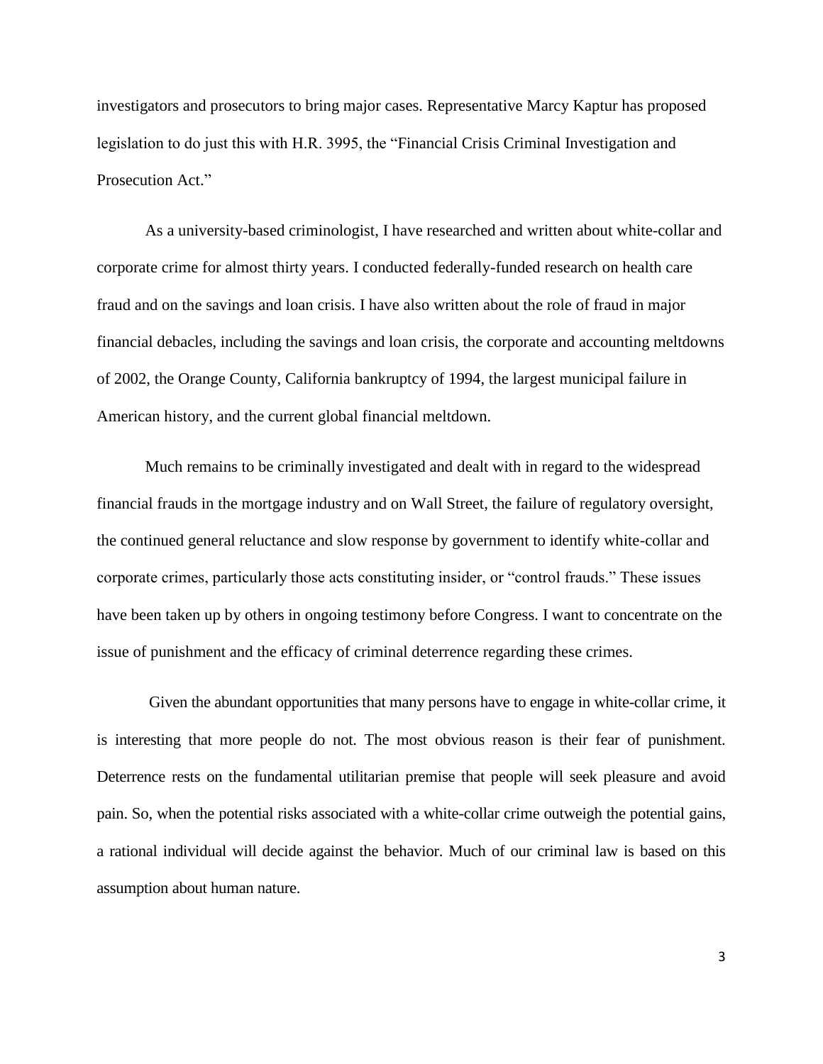investigators and prosecutors to bring major cases. Representative Marcy Kaptur has proposed legislation to do just this with H.R. 3995, the "Financial Crisis Criminal Investigation and Prosecution Act."

As a university-based criminologist, I have researched and written about white-collar and corporate crime for almost thirty years. I conducted federally-funded research on health care fraud and on the savings and loan crisis. I have also written about the role of fraud in major financial debacles, including the savings and loan crisis, the corporate and accounting meltdowns of 2002, the Orange County, California bankruptcy of 1994, the largest municipal failure in American history, and the current global financial meltdown.

Much remains to be criminally investigated and dealt with in regard to the widespread financial frauds in the mortgage industry and on Wall Street, the failure of regulatory oversight, the continued general reluctance and slow response by government to identify white-collar and corporate crimes, particularly those acts constituting insider, or "control frauds." These issues have been taken up by others in ongoing testimony before Congress. I want to concentrate on the issue of punishment and the efficacy of criminal deterrence regarding these crimes.

Given the abundant opportunities that many persons have to engage in white-collar crime, it is interesting that more people do not. The most obvious reason is their fear of punishment. Deterrence rests on the fundamental utilitarian premise that people will seek pleasure and avoid pain. So, when the potential risks associated with a white-collar crime outweigh the potential gains, a rational individual will decide against the behavior. Much of our criminal law is based on this assumption about human nature.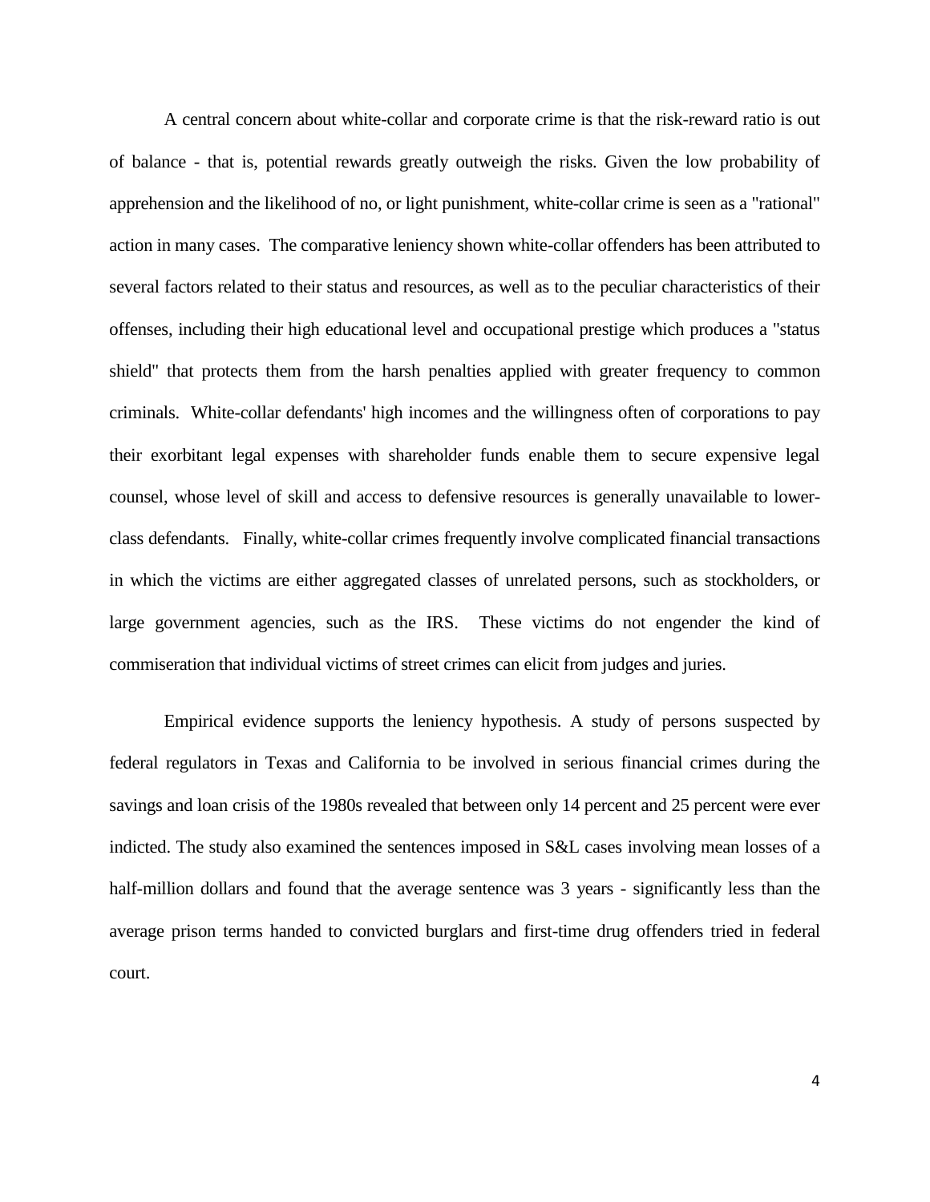A central concern about white-collar and corporate crime is that the risk-reward ratio is out of balance - that is, potential rewards greatly outweigh the risks. Given the low probability of apprehension and the likelihood of no, or light punishment, white-collar crime is seen as a "rational" action in many cases. The comparative leniency shown white-collar offenders has been attributed to several factors related to their status and resources, as well as to the peculiar characteristics of their offenses, including their high educational level and occupational prestige which produces a "status shield" that protects them from the harsh penalties applied with greater frequency to common criminals. White-collar defendants' high incomes and the willingness often of corporations to pay their exorbitant legal expenses with shareholder funds enable them to secure expensive legal counsel, whose level of skill and access to defensive resources is generally unavailable to lower-class defendants. Finally, white-collar crimes frequently involve complicated financial transactions in which the victims are either aggregated classes of unrelated persons, such as stockholders, or large government agencies, such as the IRS. These victims do not engender the kind of commiseration that individual victims of street crimes can elicit from judges and juries.

Empirical evidence supports the leniency hypothesis. A study of persons suspected by federal regulators in Texas and California to be involved in serious financial crimes during the savings and loan crisis of the 1980s revealed that between only 14 percent and 25 percent were ever indicted. The study also examined the sentences imposed in S&L cases involving mean losses of a half-million dollars and found that the average sentence was 3 years - significantly less than the average prison terms handed to convicted burglars and first-time drug offenders tried in federal court.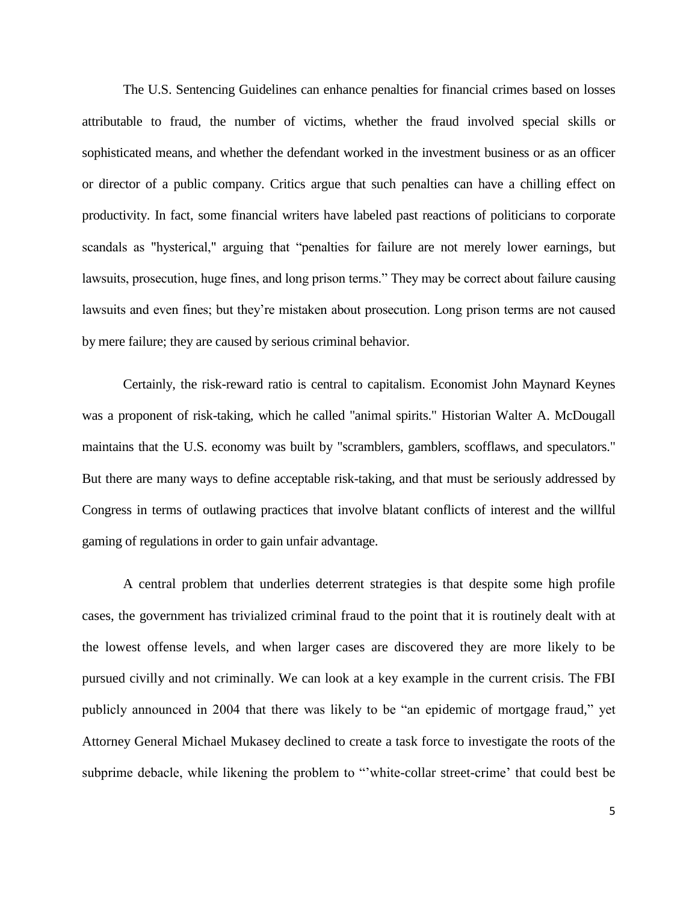The U.S. Sentencing Guidelines can enhance penalties for financial crimes based on losses attributable to fraud, the number of victims, whether the fraud involved special skills or sophisticated means, and whether the defendant worked in the investment business or as an officer or director of a public company. Critics argue that such penalties can have a chilling effect on productivity. In fact, some financial writers have labeled past reactions of politicians to corporate scandals as "hysterical," arguing that "penalties for failure are not merely lower earnings, but lawsuits, prosecution, huge fines, and long prison terms." They may be correct about failure causing lawsuits and even fines; but they're mistaken about prosecution. Long prison terms are not caused by mere failure; they are caused by serious criminal behavior.

Certainly, the risk-reward ratio is central to capitalism. Economist John Maynard Keynes was a proponent of risk-taking, which he called "animal spirits." Historian Walter A. McDougall maintains that the U.S. economy was built by "scramblers, gamblers, scofflaws, and speculators." But there are many ways to define acceptable risk-taking, and that must be seriously addressed by Congress in terms of outlawing practices that involve blatant conflicts of interest and the willful gaming of regulations in order to gain unfair advantage.

A central problem that underlies deterrent strategies is that despite some high profile cases, the government has trivialized criminal fraud to the point that it is routinely dealt with at the lowest offense levels, and when larger cases are discovered they are more likely to be pursued civilly and not criminally. We can look at a key example in the current crisis. The FBI publicly announced in 2004 that there was likely to be "an epidemic of mortgage fraud," yet Attorney General Michael Mukasey declined to create a task force to investigate the roots of the subprime debacle, while likening the problem to "'white-collar street-crime' that could best be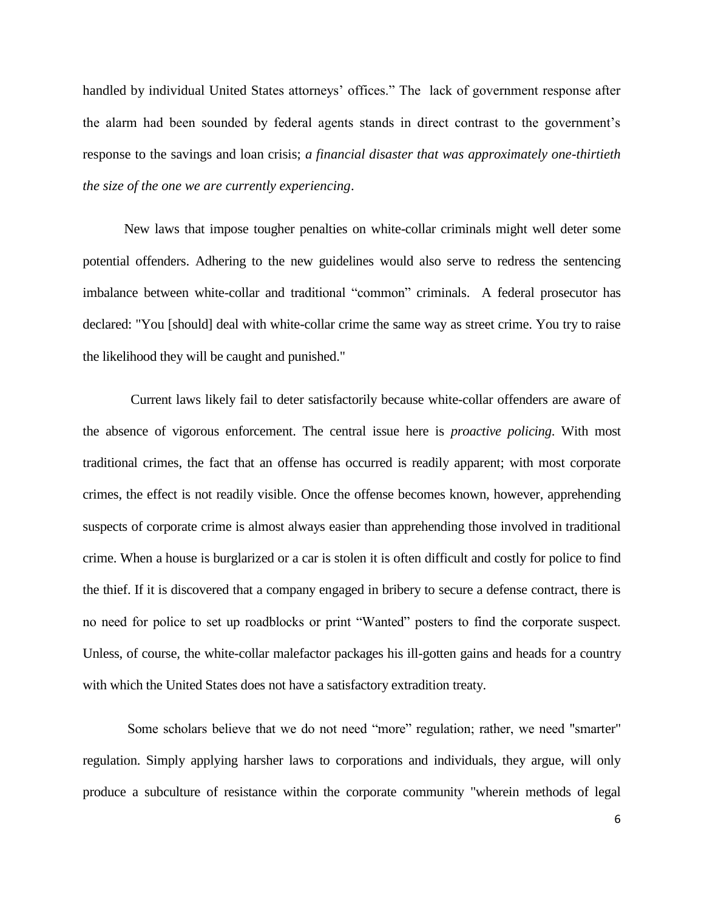handled by individual United States attorneys' offices." The lack of government response after the alarm had been sounded by federal agents stands in direct contrast to the government's response to the savings and loan crisis; *a financial disaster that was approximately one-thirtieth the size of the one we are currently experiencing*.

New laws that impose tougher penalties on white-collar criminals might well deter some potential offenders. Adhering to the new guidelines would also serve to redress the sentencing imbalance between white-collar and traditional "common" criminals. A federal prosecutor has declared: "You [should] deal with white-collar crime the same way as street crime. You try to raise the likelihood they will be caught and punished."

Current laws likely fail to deter satisfactorily because white-collar offenders are aware of the absence of vigorous enforcement. The central issue here is *proactive policing*. With most traditional crimes, the fact that an offense has occurred is readily apparent; with most corporate crimes, the effect is not readily visible. Once the offense becomes known, however, apprehending suspects of corporate crime is almost always easier than apprehending those involved in traditional crime. When a house is burglarized or a car is stolen it is often difficult and costly for police to find the thief. If it is discovered that a company engaged in bribery to secure a defense contract, there is no need for police to set up roadblocks or print "Wanted" posters to find the corporate suspect. Unless, of course, the white-collar malefactor packages his ill-gotten gains and heads for a country with which the United States does not have a satisfactory extradition treaty.

Some scholars believe that we do not need "more" regulation; rather, we need "smarter" regulation. Simply applying harsher laws to corporations and individuals, they argue, will only produce a subculture of resistance within the corporate community "wherein methods of legal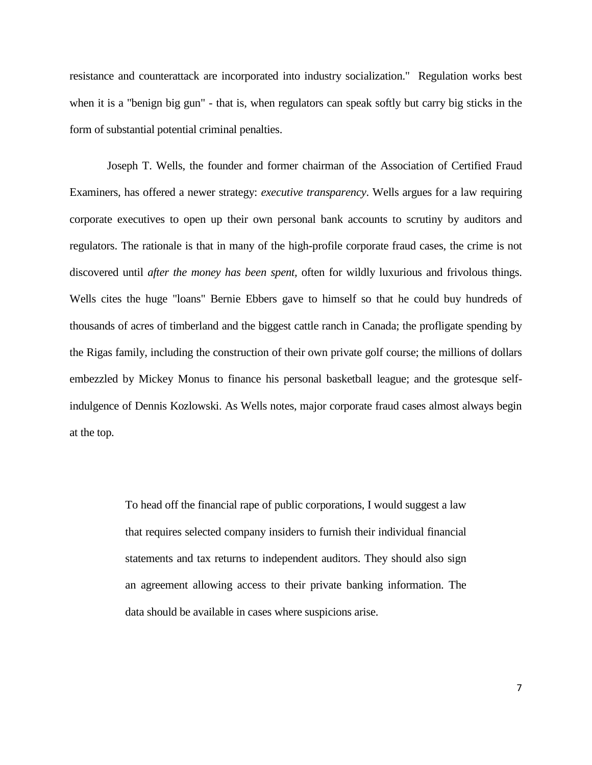resistance and counterattack are incorporated into industry socialization." Regulation works best when it is a "benign big gun" - that is, when regulators can speak softly but carry big sticks in the form of substantial potential criminal penalties.

Joseph T. Wells, the founder and former chairman of the Association of Certified Fraud Examiners, has offered a newer strategy: *executive transparency*. Wells argues for a law requiring corporate executives to open up their own personal bank accounts to scrutiny by auditors and regulators. The rationale is that in many of the high-profile corporate fraud cases, the crime is not discovered until *after the money has been spent,* often for wildly luxurious and frivolous things. Wells cites the huge "loans" Bernie Ebbers gave to himself so that he could buy hundreds of thousands of acres of timberland and the biggest cattle ranch in Canada; the profligate spending by the Rigas family, including the construction of their own private golf course; the millions of dollars embezzled by Mickey Monus to finance his personal basketball league; and the grotesque self-indulgence of Dennis Kozlowski. As Wells notes, major corporate fraud cases almost always begin at the top.

> To head off the financial rape of public corporations, I would suggest a law that requires selected company insiders to furnish their individual financial statements and tax returns to independent auditors. They should also sign an agreement allowing access to their private banking information. The data should be available in cases where suspicions arise.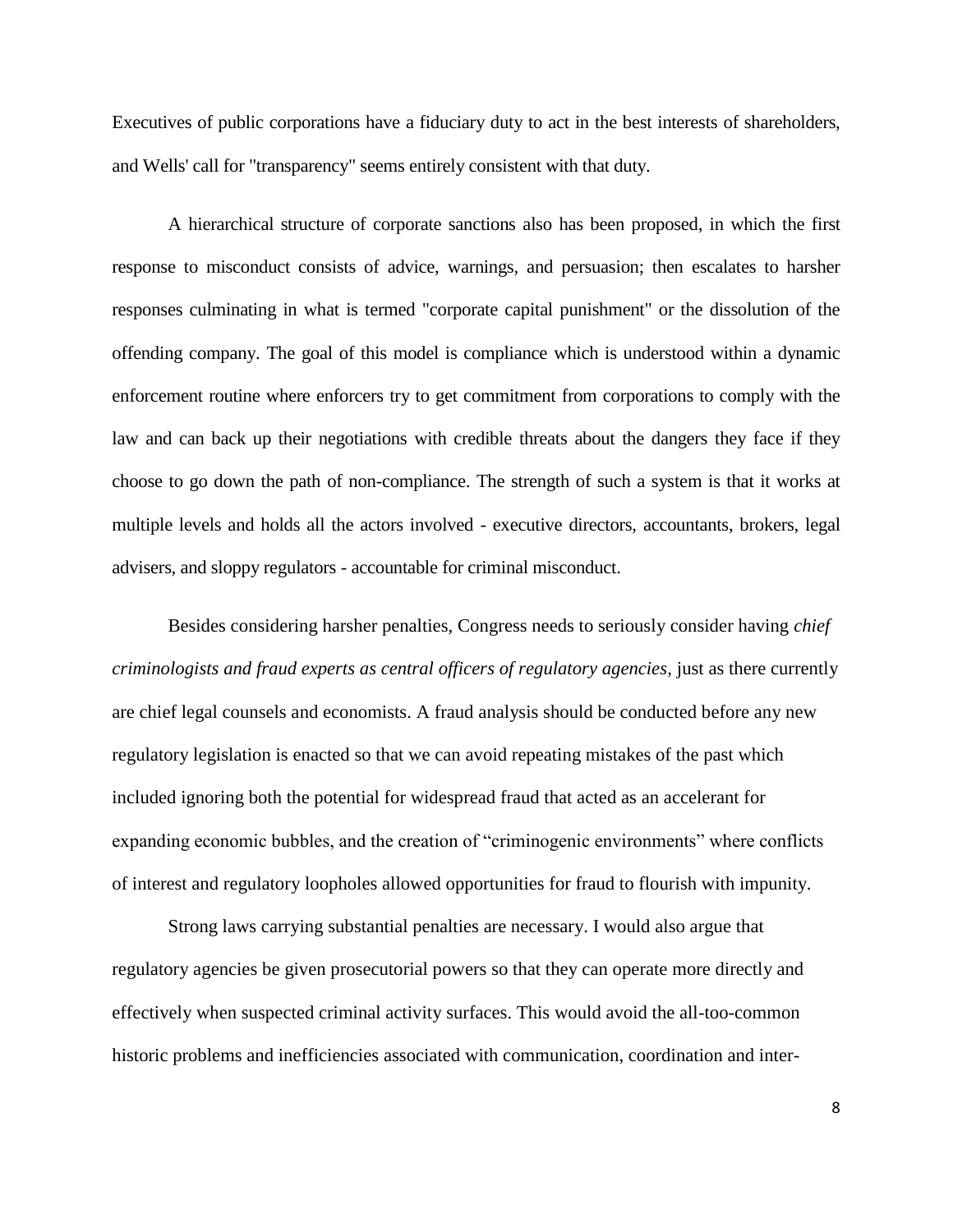Executives of public corporations have a fiduciary duty to act in the best interests of shareholders, and Wells' call for "transparency" seems entirely consistent with that duty.

A hierarchical structure of corporate sanctions also has been proposed, in which the first response to misconduct consists of advice, warnings, and persuasion; then escalates to harsher responses culminating in what is termed "corporate capital punishment" or the dissolution of the offending company. The goal of this model is compliance which is understood within a dynamic enforcement routine where enforcers try to get commitment from corporations to comply with the law and can back up their negotiations with credible threats about the dangers they face if they choose to go down the path of non-compliance. The strength of such a system is that it works at multiple levels and holds all the actors involved - executive directors, accountants, brokers, legal advisers, and sloppy regulators - accountable for criminal misconduct.

Besides considering harsher penalties, Congress needs to seriously consider having *chief criminologists and fraud experts as central officers of regulatory agencies*, just as there currently are chief legal counsels and economists. A fraud analysis should be conducted before any new regulatory legislation is enacted so that we can avoid repeating mistakes of the past which included ignoring both the potential for widespread fraud that acted as an accelerant for expanding economic bubbles, and the creation of "criminogenic environments" where conflicts of interest and regulatory loopholes allowed opportunities for fraud to flourish with impunity.

Strong laws carrying substantial penalties are necessary. I would also argue that regulatory agencies be given prosecutorial powers so that they can operate more directly and effectively when suspected criminal activity surfaces. This would avoid the all-too-common historic problems and inefficiencies associated with communication, coordination and inter-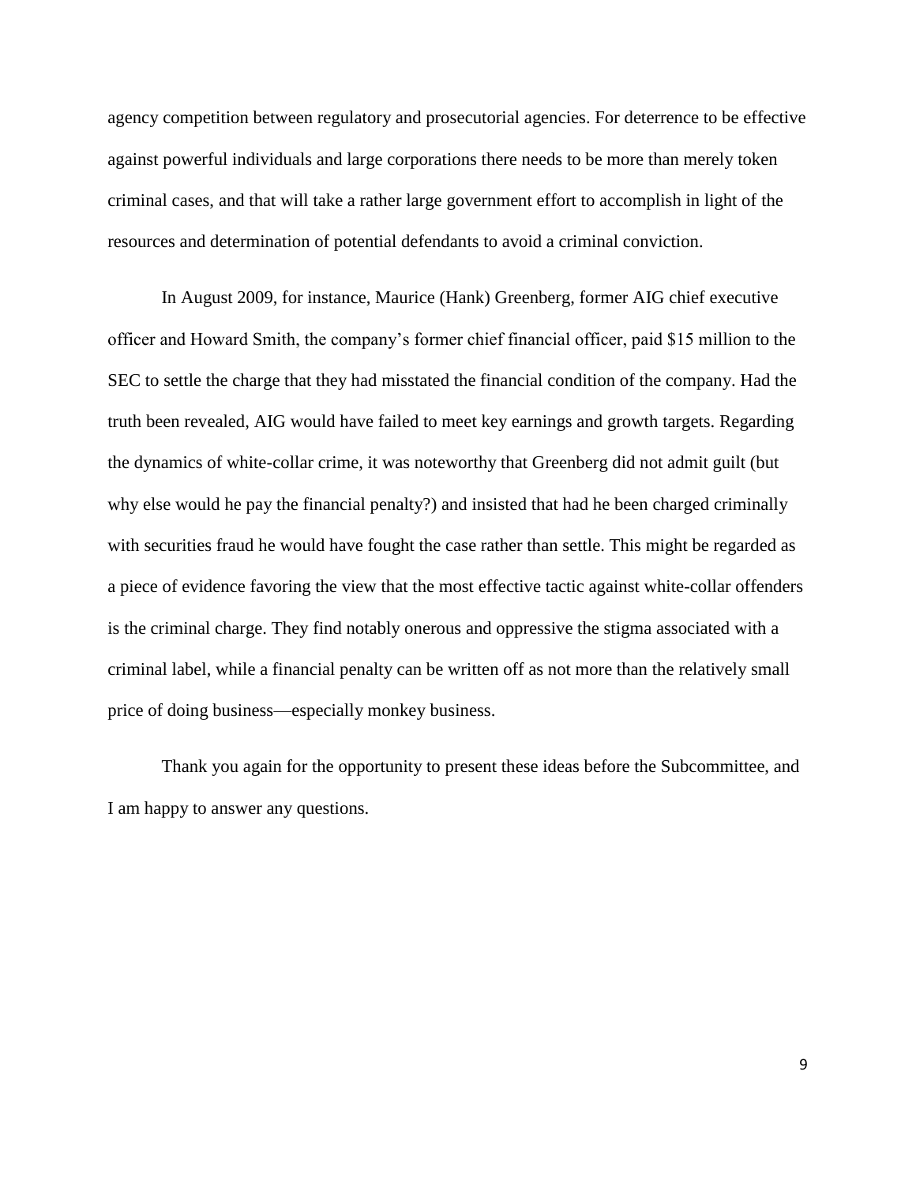agency competition between regulatory and prosecutorial agencies. For deterrence to be effective against powerful individuals and large corporations there needs to be more than merely token criminal cases, and that will take a rather large government effort to accomplish in light of the resources and determination of potential defendants to avoid a criminal conviction.

In August 2009, for instance, Maurice (Hank) Greenberg, former AIG chief executive officer and Howard Smith, the company's former chief financial officer, paid $15 million to the SEC to settle the charge that they had misstated the financial condition of the company. Had the truth been revealed, AIG would have failed to meet key earnings and growth targets. Regarding the dynamics of white-collar crime, it was noteworthy that Greenberg did not admit guilt (but why else would he pay the financial penalty?) and insisted that had he been charged criminally with securities fraud he would have fought the case rather than settle. This might be regarded as a piece of evidence favoring the view that the most effective tactic against white-collar offenders is the criminal charge. They find notably onerous and oppressive the stigma associated with a criminal label, while a financial penalty can be written off as not more than the relatively small price of doing business—especially monkey business.

Thank you again for the opportunity to present these ideas before the Subcommittee, and I am happy to answer any questions.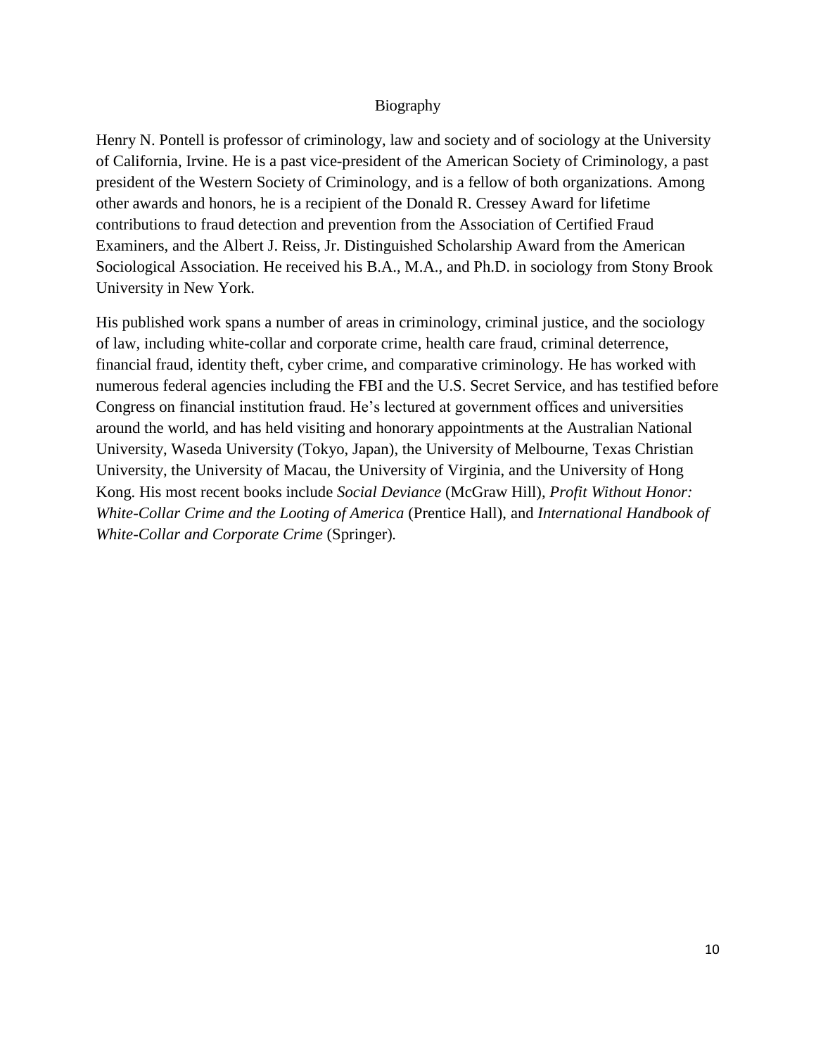# Biography

Henry N. Pontell is professor of criminology, law and society and of sociology at the University of California, Irvine. He is a past vice-president of the American Society of Criminology, a past president of the Western Society of Criminology, and is a fellow of both organizations. Among other awards and honors, he is a recipient of the Donald R. Cressey Award for lifetime contributions to fraud detection and prevention from the Association of Certified Fraud Examiners, and the Albert J. Reiss, Jr. Distinguished Scholarship Award from the American Sociological Association. He received his B.A., M.A., and Ph.D. in sociology from Stony Brook University in New York.

His published work spans a number of areas in criminology, criminal justice, and the sociology of law, including white-collar and corporate crime, health care fraud, criminal deterrence, financial fraud, identity theft, cyber crime, and comparative criminology. He has worked with numerous federal agencies including the FBI and the U.S. Secret Service, and has testified before Congress on financial institution fraud. He's lectured at government offices and universities around the world, and has held visiting and honorary appointments at the Australian National University, Waseda University (Tokyo, Japan), the University of Melbourne, Texas Christian University, the University of Macau, the University of Virginia, and the University of Hong Kong. His most recent books include *Social Deviance* (McGraw Hill), *Profit Without Honor: White-Collar Crime and the Looting of America* (Prentice Hall), and *International Handbook of White-Collar and Corporate Crime* (Springer).